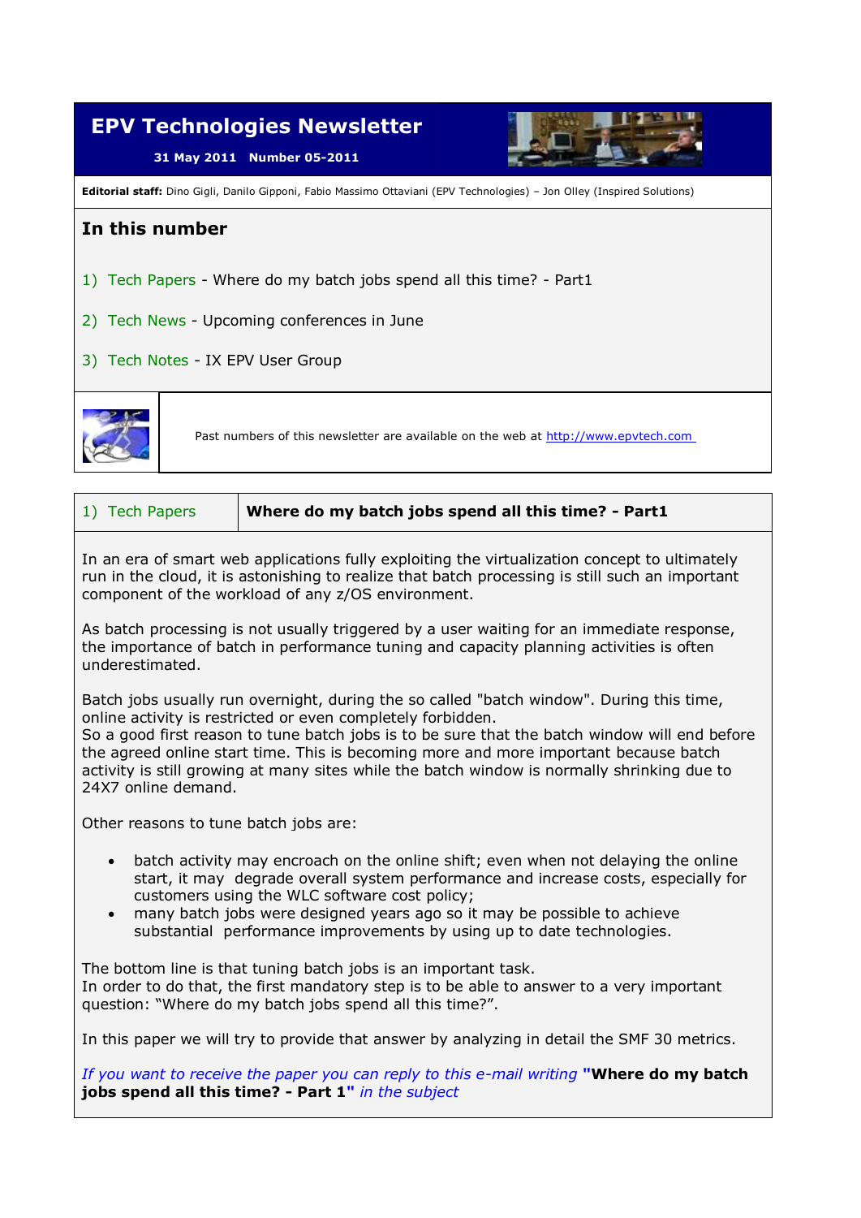# EPV Technologies Newsletter

**31 May 2011 Number 05-2011**

**Editorial staff:** Dino Gigli, Danilo Gipponi, Fabio Massimo Ottaviani (EPV Technologies) – Jon Olley (Inspired Solutions)

## In this number

1) Tech Papers - Where do my batch jobs spend all this time? - Part1

2) Tech News - Upcoming conferences in June

3) Tech Notes - IX EPV User Group

Past numbers of this newsletter are available on the web at http://www.epvtech.com

| 1) Tech Papers | **Where do my batch jobs spend all this time? - Part1** |
| --- | --- |

In an era of smart web applications fully exploiting the virtualization concept to ultimately run in the cloud, it is astonishing to realize that batch processing is still such an important component of the workload of any z/OS environment.

As batch processing is not usually triggered by a user waiting for an immediate response, the importance of batch in performance tuning and capacity planning activities is often underestimated.

Batch jobs usually run overnight, during the so called "batch window". During this time, online activity is restricted or even completely forbidden.
So a good first reason to tune batch jobs is to be sure that the batch window will end before the agreed online start time. This is becoming more and more important because batch activity is still growing at many sites while the batch window is normally shrinking due to 24X7 online demand.

Other reasons to tune batch jobs are:

- batch activity may encroach on the online shift; even when not delaying the online start, it may degrade overall system performance and increase costs, especially for customers using the WLC software cost policy;
- many batch jobs were designed years ago so it may be possible to achieve substantial performance improvements by using up to date technologies.

The bottom line is that tuning batch jobs is an important task.
In order to do that, the first mandatory step is to be able to answer to a very important question: “Where do my batch jobs spend all this time?”.

In this paper we will try to provide that answer by analyzing in detail the SMF 30 metrics.

*If you want to receive the paper you can reply to this e-mail writing* **"Where do my batch jobs spend all this time? - Part 1"** *in the subject*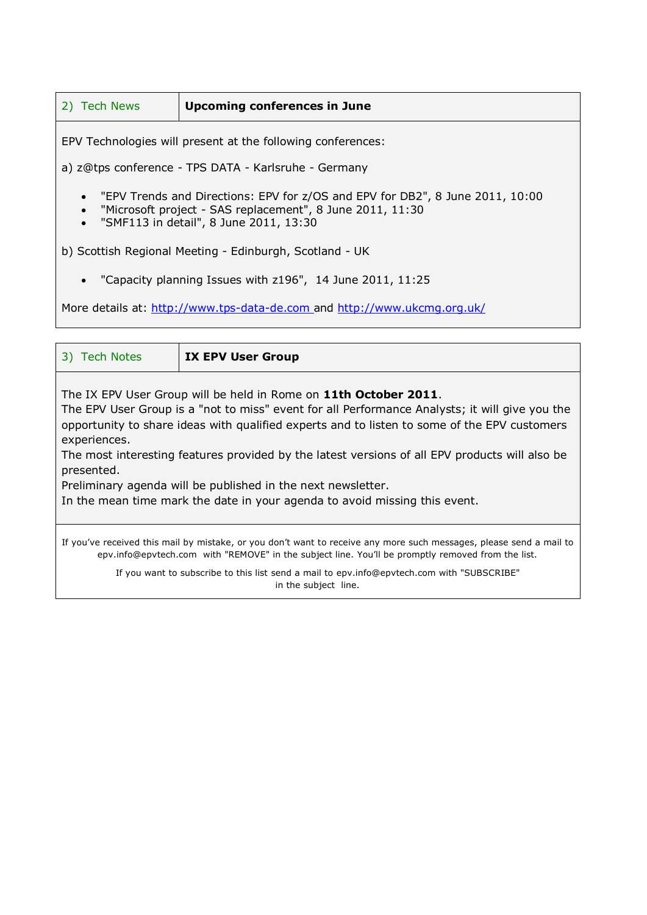## 2) Tech News — Upcoming conferences in June

EPV Technologies will present at the following conferences:

a) z@tps conference - TPS DATA - Karlsruhe - Germany

- "EPV Trends and Directions: EPV for z/OS and EPV for DB2", 8 June 2011, 10:00
- "Microsoft project - SAS replacement", 8 June 2011, 11:30
- "SMF113 in detail", 8 June 2011, 13:30

b) Scottish Regional Meeting - Edinburgh, Scotland - UK

- "Capacity planning Issues with z196", 14 June 2011, 11:25

More details at: http://www.tps-data-de.com and http://www.ukcmg.org.uk/

## 3) Tech Notes — IX EPV User Group

The IX EPV User Group will be held in Rome on **11th October 2011**.
The EPV User Group is a "not to miss" event for all Performance Analysts; it will give you the opportunity to share ideas with qualified experts and to listen to some of the EPV customers experiences.
The most interesting features provided by the latest versions of all EPV products will also be presented.
Preliminary agenda will be published in the next newsletter.
In the mean time mark the date in your agenda to avoid missing this event.

---

If you've received this mail by mistake, or you don't want to receive any more such messages, please send a mail to epv.info@epvtech.com with "REMOVE" in the subject line. You'll be promptly removed from the list.

If you want to subscribe to this list send a mail to epv.info@epvtech.com with "SUBSCRIBE" in the subject line.